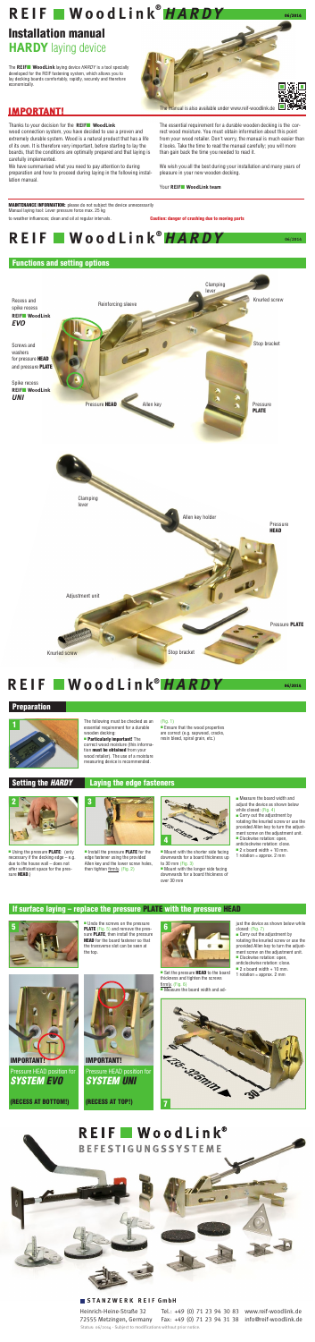# REIF WoodLink® HARDY

06/2014

## Installation manual

## HARDY laying device

The **REIF WoodLink** laying device *HARDY* is a tool specially developed for the REIF fastening system, which allows you to lay decking boards comfortably, rapidly, securely and therefore economically.

The manual is also available under www.reif-woodlink.de

## IMPORTANT!

Thanks to your decision for the **REIF WoodLink** wood connection system, you have decided to use a proven and extremely durable system. Wood is a natural product that has a life of its own. It is therefore very important, before starting to lay the boards, that the conditions are optimally prepared and that laying is carefully implemented.

We have summarised what you need to pay attention to during preparation and how to proceed during laying in the following installation manual.

The essential requirement for a durable wooden decking is the correct wood moisture. You must obtain information about this point from your wood retailer. Don't worry, the manual is much easier than it looks. Take the time to read the manual carefully; you will more than gain back the time you needed to read it.

We wish you all the best during your installation and many years of pleasure in your new wooden decking.

Your **REIF WoodLink team**

**MAINTENANCE INFORMATION:** please do not subject the device unnecessarily
Manual laying tool: Lever pressure force max. 25 kg
to weather influences; clean and oil at regular intervals.

**Caution: danger of crushing due to moving parts**

# REIF WoodLink® HARDY

## Functions and setting options

Recess and spike recess **REIF WoodLink** *EVO*

Reinforcing sleeve

Clamping lever

Knurled screw

Screws and washers for pressure **HEAD** and pressure **PLATE**

Stop bracket

Spike recess **REIF WoodLink** *UNI*

Pressure **HEAD**

Allen key

Pressure **PLATE**

Clamping lever

Allen key holder

Pressure **HEAD**

Adjustment unit

Pressure **PLATE**

Knurled screw

Stop bracket

# REIF WoodLink® HARDY

## Preparation

1

The following must be checked as an essential requirement for a durable wooden decking:

- **Particularly important!** The correct wood moisture (this information **must be obtained** from your wood retailer). The use of a moisture measuring device is recommended.

(Fig. 1)

- Ensure that the wood properties are correct (e.g. sapwood, cracks, resin lined, spiral grain, etc.)

## Setting the *HARDY*

## Laying the edge fasteners

2

- Using the pressure **PLATE**: (only necessary if the decking edge – e.g. due to the house wall – does not offer sufficient space for the pressure **HEAD**)

3

- Install the pressure **PLATE** for the edge fastener using the provided Allen key and the lower screw holes, then tighten firmly. (Fig. 2)

4

- Mount with the shorter side facing downwards for a board thickness up to 30 mm (Fig. 3).
- Mount with the longer side facing downwards for a board thickness of over 30 mm

- Measure the board width and adjust the device as shown below while closed: (Fig. 4)
- Carry out the adjustment by rotating the knurled screw or use the provided Allen key to turn the adjustment screw on the adjustment unit.
- Clockwise rotation: open, anticlockwise rotation: close.
- 2 x board width = 10 mm.
- 1 rotation = approx. 2 mm

## If surface laying – replace the pressure PLATE with the pressure HEAD

5

- Undo the screws on the pressure **PLATE** (Fig. 5) and remove the pressure **PLATE**, then install the pressure **HEAD** for the board fastener so that the transverse slot can be seen at the top.

**IMPORTANT!**

Pressure HEAD position for ***SYSTEM EVO***

**(RECESS AT BOTTOM!)**

**IMPORTANT!**

Pressure HEAD position for ***SYSTEM UNI***

**(RECESS AT TOP!)**

6

- Set the pressure **HEAD** to the board thickness and tighten the screws firmly. (Fig. 6)
- Measure the board width and adjust the device as shown below while closed: (Fig. 7)
- Carry out the adjustment by rotating the knurled screw or use the provided Allen key to turn the adjustment screw on the adjustment unit.
- Clockwise rotation: open, anticlockwise rotation: close.
- 2 x board width = 10 mm.
- 1 rotation = approx. 2 mm

7

# REIF WoodLink®

## BEFESTIGUNGSSYSTEME

**STANZWERK REIF GmbH**

Heinrich-Heine-Straße 32
72555 Metzingen, Germany

Tel.: +49 (0) 71 23 94 30 83
Fax: +49 (0) 71 23 94 31 38

www.reif-woodlink.de
info@reif-woodlink.de

Status: 06/2014 - Subject to modifications without prior notice.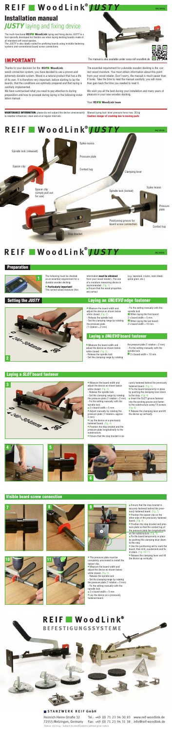# REIF WoodLink® JUSTY

## Installation manual

### JUSTY laying and fixing device

The multi-functional **REIF WoodLink** laying and fixing device JUSTY is a tool specially developed for flexible use when laying decking boards made of all standard soft wood species.
The JUSTY is also ideally suited for profiling boards using invisible fastening systems and conventional board screw connections.

The manual is also available under www.reif-woodlink.de

## IMPORTANT!

Thanks to your decision for the **REIF WoodLink** wood connection system, you have decided to use a proven and extremely durable system. Wood is a natural product that has a life of its own. It is therefore very important, before starting to lay the boards, that the conditions are optimally prepared and that laying is carefully implemented.

We have summarised what you need to pay attention to during preparation and how to proceed during laying in the following installation manual.

The essential requirement for a durable wooden decking is the correct wood moisture. You must obtain information about this point from your wood retailer. Don't worry, the manual is much easier than it looks. Take the time to read the manual carefully; you will more than gain back the time you needed to read it.

We wish you all the best during your installation and many years of pleasure in your new wooden decking.

Your **REIF WoodLink team**

**MAINTENANCE INFORMATION:** please do not subject the device unnecessarily to weather influences; clean and oil at regular intervals.

Manual laying tool: lever pressure force max. 20 kg
**Caution: danger of crushing due to moving parts**

# REIF WoodLink® JUSTY

Spike recess
Spindle lock (released)
Pressure plate
Spacer clip
Contact lug
Clamping lever
Spacer clip (simply pull out for use)
Spindle lock (locked)
Spike recess
Pressure plate
Positioning groove for board screw connection
Contact lug
Stop bracket

# REIF WoodLink® JUSTY

## Preparation

1

The following must be checked as an essential requirement for a durable wooden decking:
■ **Particularly important!** The correct wood moisture (this information **must be obtained** from your wood retailer). Use of a moisture measuring device is recommended. (Fig. 1)
■ Ensure that the wood properties are correct (e.g. sapwood, cracks, resin bleed, spiral grain, etc.)

## Setting the JUSTY

2

## Laying an UNI/EVO edge fastener

■ Measure the board width and adjust the device as shown below while closed: (Fig. 2)
- Release the spindle lock
- Set the clamping range by rotating the pressure plate (1 rotation = 2 mm)
- Fix the setting manually with the spindle lock
■ When laying the first board: 2 x board width + 5 mm.
■ When laying the last board: 2 x board width + 10 mm.

## Laying a UNI/EVO board fastener

■ Measure the board width and adjust the device as shown below while closed: (Fig. 2)
- Release the spindle lock
- Set the clamping range by rotating the pressure plate (1 rotation = 2 mm)
- Fix the setting manually with the spindle lock
■ 2 x board width + 10 mm.

## Laying a SLOT board fastener

3

■ Measure the board width and adjust the device as shown below while closed: (Fig. 3)
- Release the spindle lock
- Set the clamping range by rotating the pressure plate (1 rotation = 2 mm)
- Fix the setting manually with the spindle lock
■ 2 x board width + 5 mm.
■ Adjust manually by rotating the pressure plate (1 rotation = 2 mm)
■ Lay the device on a previously fastened board. (Fig. 4)
■ Position the stop bracket and the pressure plate longitudinally to the substructure.
■ Ensure that the stop bracket is securely fastened behind the previously fastened board. (Fig. 5)
■ Fix the board temporarily in place by pushing the clamping lever down to the stop. (Fig. 4)
■ Insert the SLOT groove fastener into the existing groove and fasten to the substructure using TX screws. (Fig. 6)
■ Release the clamping lever and lift the device up vertically.

4 5 6

## Visible board screw connection

7 8 9 10 11

■ The pressure plate must be completely unscrewed to install the spacer clip.
■ Measure the board width and adjust the device as shown below while closed: (Fig. 3)
- Release the spindle lock
- Set the clamping range by rotating the pressure plate (1 rotation = 2 mm)
- Fix the setting manually with the spindle lock
■ 2 x board width + 5 mm.
■ Lay the device on a previously fastened board.

■ Ensure that the stop bracket is securely fastened behind the previously fastened board. (Fig. 7)
■ Position the spacer clip on the other side of the previously fastened board. (Fig. 8)
■ Position the stop bracket and pressure plate so that the contact lug of the pressure plate lies longitudinally on the substructure. (Fig. 9)
■ Fix the board temporarily in place by pushing the clamping lever down to the stop.
■ Use the positioning aid to mark the board, then drill, countersink and fix in place. (Fig. 10/11)
■ Release the clamping lever and lift the device up vertically.

# REIF WoodLink®
## BEFESTIGUNGSSYSTEME

**STANZWERK REIF GmbH**
Heinrich-Heine-Straße 32, 72555 Metzingen, Germany
Tel.: +49 (0) 71 23 94 30 83 · Fax: +49 (0) 71 23 94 31 38
www.reif-woodlink.de · info@reif-woodlink.de
Status: 06/2014 – Subject to modifications without prior notice.